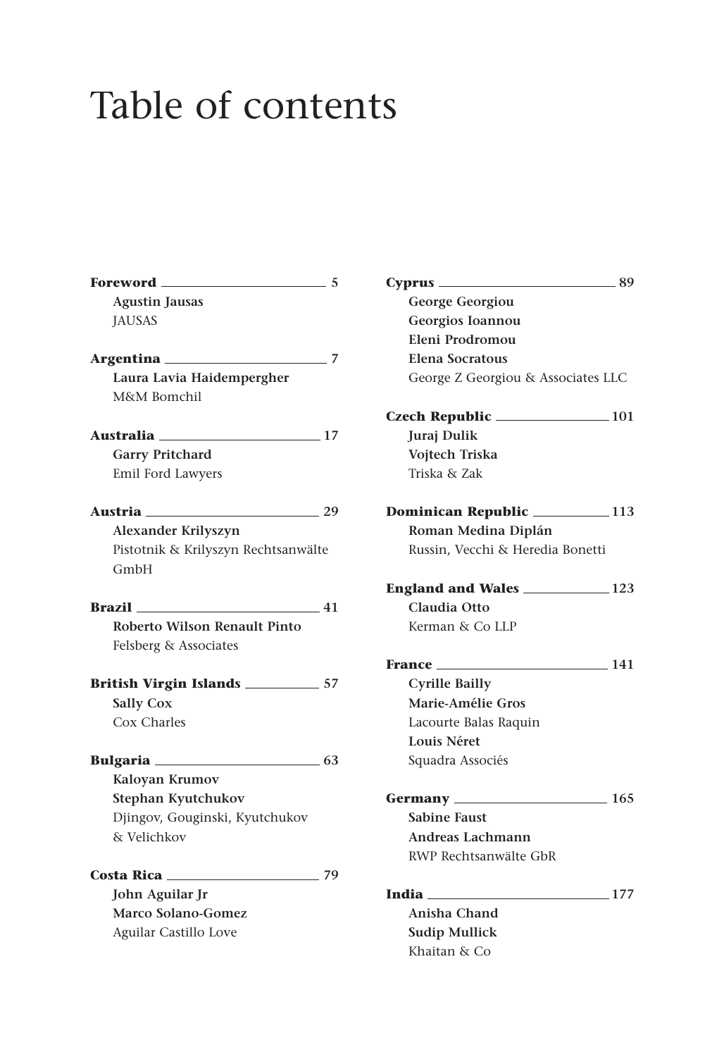# Table of contents

**Foreword** 5
**Agustin Jausas**
JAUSAS

**Argentina** 7
**Laura Lavia Haidempergher**
M&M Bomchil

**Australia** 17
**Garry Pritchard**
Emil Ford Lawyers

**Austria** 29
**Alexander Krilyszyn**
Pistotnik & Krilyszyn Rechtsanwälte GmbH

**Brazil** 41
**Roberto Wilson Renault Pinto**
Felsberg & Associates

**British Virgin Islands** 57
**Sally Cox**
Cox Charles

**Bulgaria** 63
**Kaloyan Krumov**
**Stephan Kyutchukov**
Djingov, Gouginski, Kyutchukov & Velichkov

**Costa Rica** 79
**John Aguilar Jr**
**Marco Solano-Gomez**
Aguilar Castillo Love

**Cyprus** 89
**George Georgiou**
**Georgios Ioannou**
**Eleni Prodromou**
**Elena Socratous**
George Z Georgiou & Associates LLC

**Czech Republic** 101
**Juraj Dulik**
**Vojtech Triska**
Triska & Zak

**Dominican Republic** 113
**Roman Medina Diplán**
Russin, Vecchi & Heredia Bonetti

**England and Wales** 123
**Claudia Otto**
Kerman & Co LLP

**France** 141
**Cyrille Bailly**
**Marie-Amélie Gros**
Lacourte Balas Raquin
**Louis Néret**
Squadra Associés

**Germany** 165
**Sabine Faust**
**Andreas Lachmann**
RWP Rechtsanwälte GbR

**India** 177
**Anisha Chand**
**Sudip Mullick**
Khaitan & Co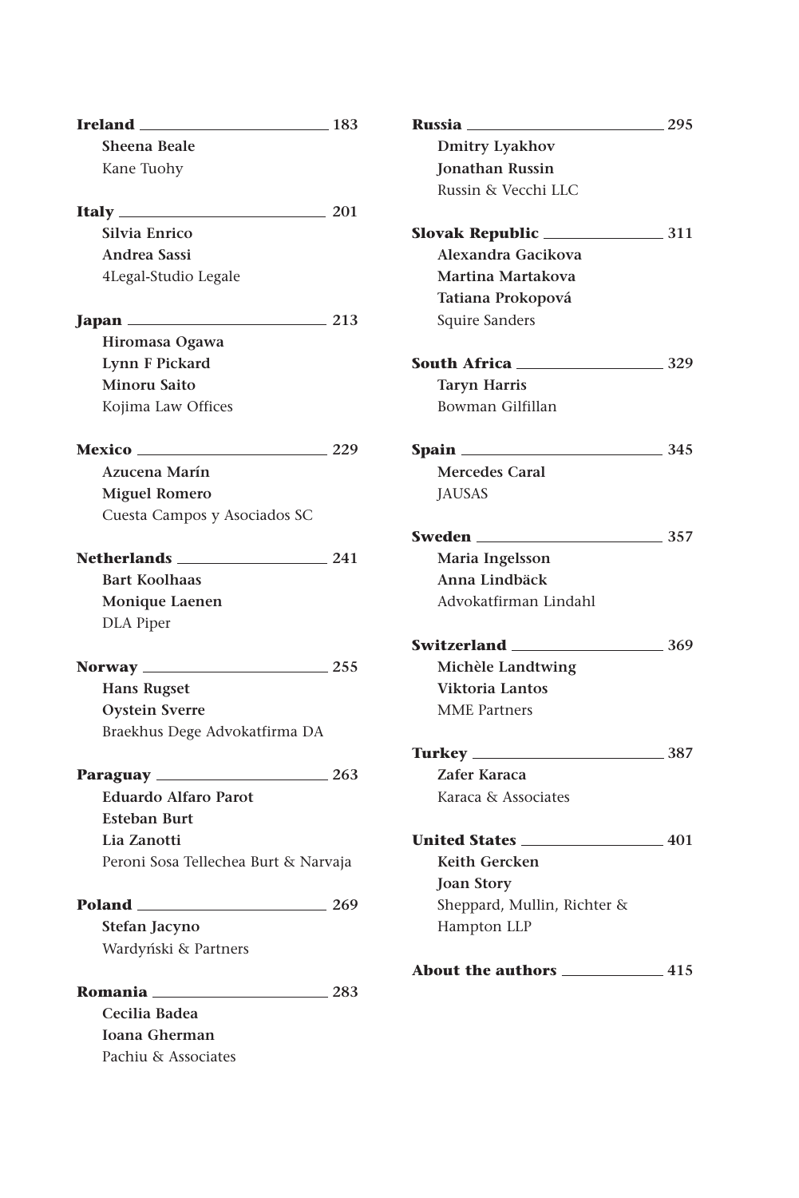**Ireland** 183
**Sheena Beale**
Kane Tuohy

**Italy** 201
**Silvia Enrico**
**Andrea Sassi**
4Legal-Studio Legale

**Japan** 213
**Hiromasa Ogawa**
**Lynn F Pickard**
**Minoru Saito**
Kojima Law Offices

**Mexico** 229
**Azucena Marín**
**Miguel Romero**
Cuesta Campos y Asociados SC

**Netherlands** 241
**Bart Koolhaas**
**Monique Laenen**
DLA Piper

**Norway** 255
**Hans Rugset**
**Oystein Sverre**
Braekhus Dege Advokatfirma DA

**Paraguay** 263
**Eduardo Alfaro Parot**
**Esteban Burt**
**Lia Zanotti**
Peroni Sosa Tellechea Burt & Narvaja

**Poland** 269
**Stefan Jacyno**
Wardyński & Partners

**Romania** 283
**Cecilia Badea**
**Ioana Gherman**
Pachiu & Associates

**Russia** 295
**Dmitry Lyakhov**
**Jonathan Russin**
Russin & Vecchi LLC

**Slovak Republic** 311
**Alexandra Gacikova**
**Martina Martakova**
**Tatiana Prokopová**
Squire Sanders

**South Africa** 329
**Taryn Harris**
Bowman Gilfillan

**Spain** 345
**Mercedes Caral**
JAUSAS

**Sweden** 357
**Maria Ingelsson**
**Anna Lindbäck**
Advokatfirman Lindahl

**Switzerland** 369
**Michèle Landtwing**
**Viktoria Lantos**
MME Partners

**Turkey** 387
**Zafer Karaca**
Karaca & Associates

**United States** 401
**Keith Gercken**
**Joan Story**
Sheppard, Mullin, Richter & Hampton LLP

**About the authors** 415